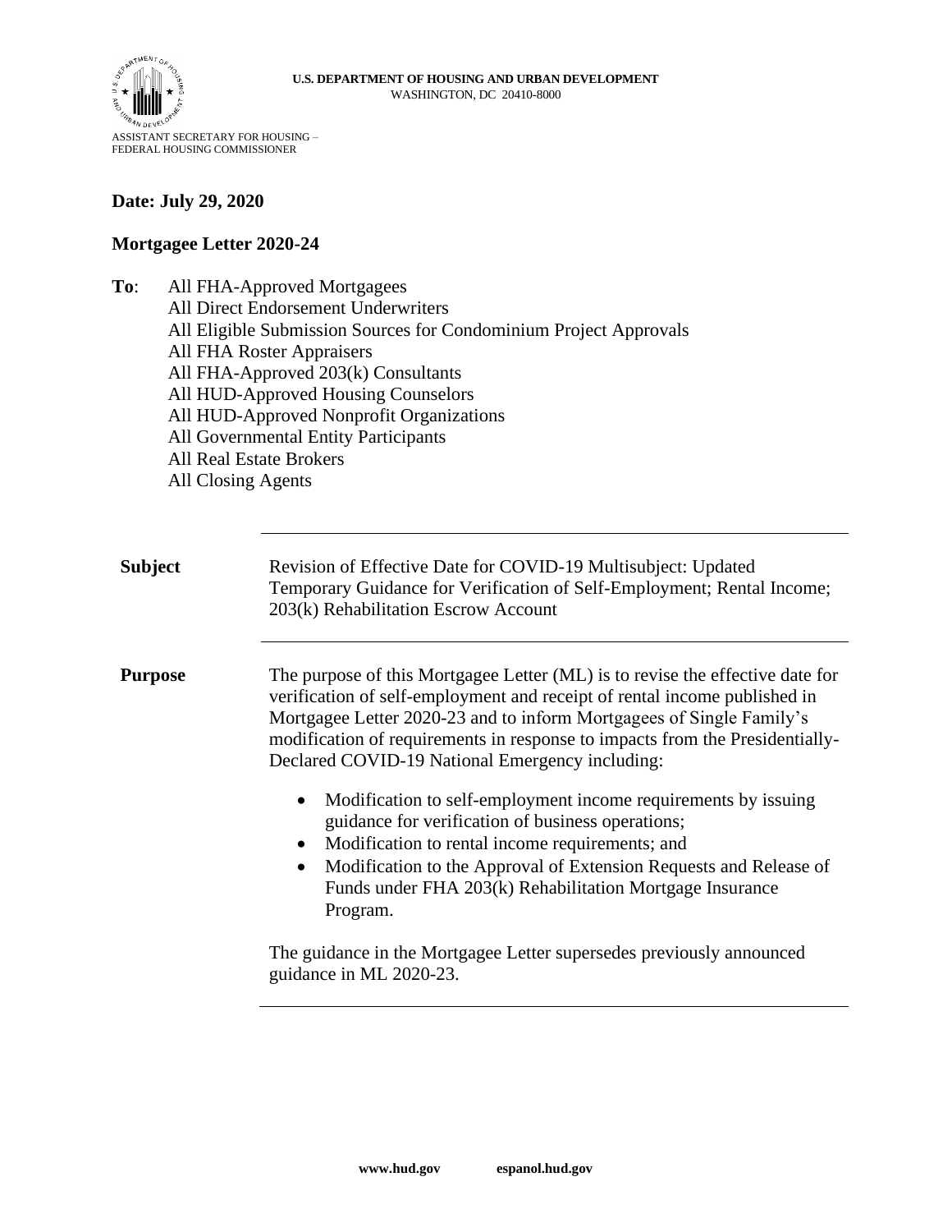**U.S. DEPARTMENT OF HOUSING AND URBAN DEVELOPMENT**
WASHINGTON, DC 20410-8000

ASSISTANT SECRETARY FOR HOUSING –
FEDERAL HOUSING COMMISSIONER

**Date: July 29, 2020**

**Mortgagee Letter 2020-24**

**To**: All FHA-Approved Mortgagees
All Direct Endorsement Underwriters
All Eligible Submission Sources for Condominium Project Approvals
All FHA Roster Appraisers
All FHA-Approved 203(k) Consultants
All HUD-Approved Housing Counselors
All HUD-Approved Nonprofit Organizations
All Governmental Entity Participants
All Real Estate Brokers
All Closing Agents

---

**Subject**

Revision of Effective Date for COVID-19 Multisubject: Updated Temporary Guidance for Verification of Self-Employment; Rental Income; 203(k) Rehabilitation Escrow Account

---

**Purpose**

The purpose of this Mortgagee Letter (ML) is to revise the effective date for verification of self-employment and receipt of rental income published in Mortgagee Letter 2020-23 and to inform Mortgagees of Single Family's modification of requirements in response to impacts from the Presidentially-Declared COVID-19 National Emergency including:

- Modification to self-employment income requirements by issuing guidance for verification of business operations;
- Modification to rental income requirements; and
- Modification to the Approval of Extension Requests and Release of Funds under FHA 203(k) Rehabilitation Mortgage Insurance Program.

The guidance in the Mortgagee Letter supersedes previously announced guidance in ML 2020-23.

---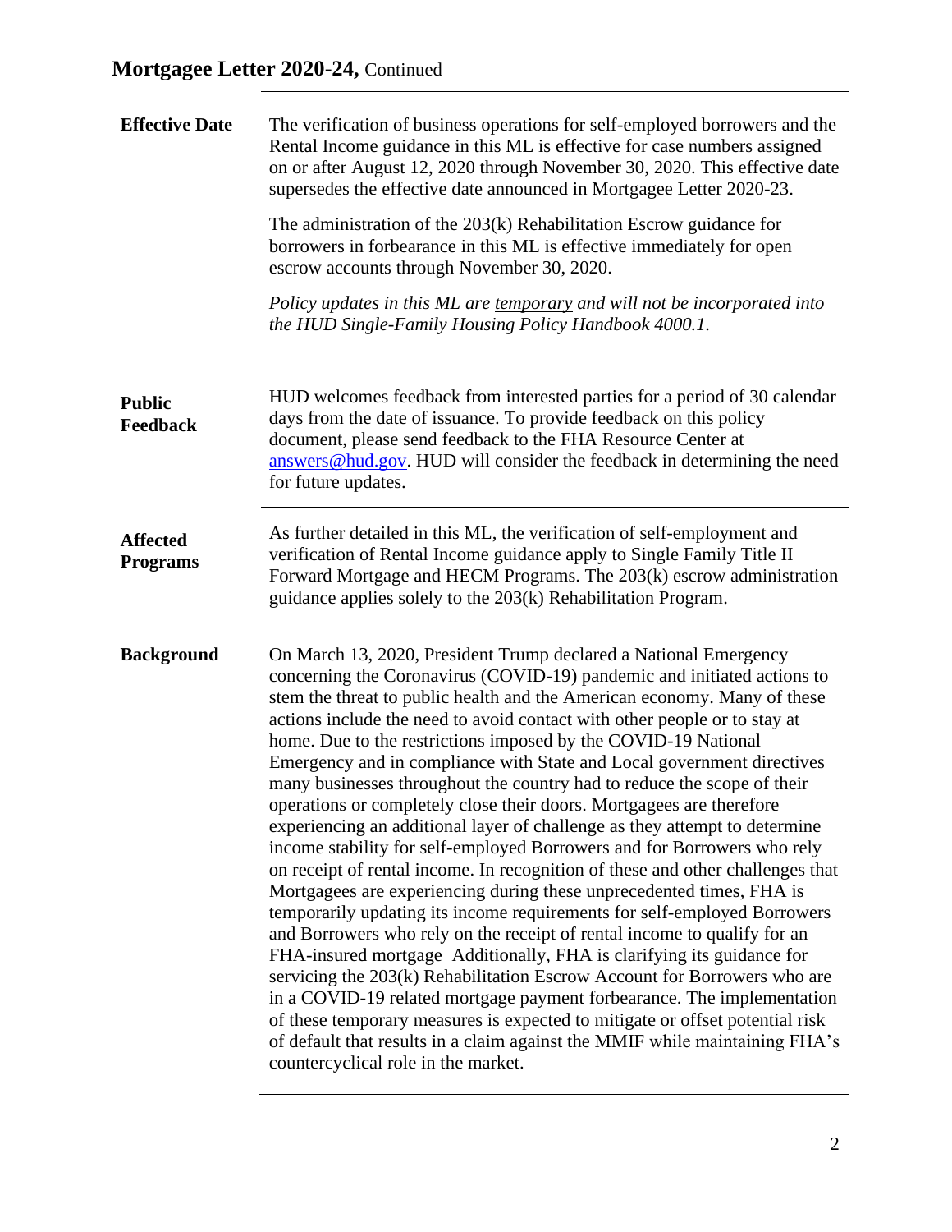**Effective Date**

The verification of business operations for self-employed borrowers and the Rental Income guidance in this ML is effective for case numbers assigned on or after August 12, 2020 through November 30, 2020. This effective date supersedes the effective date announced in Mortgagee Letter 2020-23.

The administration of the 203(k) Rehabilitation Escrow guidance for borrowers in forbearance in this ML is effective immediately for open escrow accounts through November 30, 2020.

*Policy updates in this ML are temporary and will not be incorporated into the HUD Single-Family Housing Policy Handbook 4000.1.*

---

**Public Feedback**

HUD welcomes feedback from interested parties for a period of 30 calendar days from the date of issuance. To provide feedback on this policy document, please send feedback to the FHA Resource Center at answers@hud.gov. HUD will consider the feedback in determining the need for future updates.

---

**Affected Programs**

As further detailed in this ML, the verification of self-employment and verification of Rental Income guidance apply to Single Family Title II Forward Mortgage and HECM Programs. The 203(k) escrow administration guidance applies solely to the 203(k) Rehabilitation Program.

---

**Background**

On March 13, 2020, President Trump declared a National Emergency concerning the Coronavirus (COVID-19) pandemic and initiated actions to stem the threat to public health and the American economy. Many of these actions include the need to avoid contact with other people or to stay at home. Due to the restrictions imposed by the COVID-19 National Emergency and in compliance with State and Local government directives many businesses throughout the country had to reduce the scope of their operations or completely close their doors. Mortgagees are therefore experiencing an additional layer of challenge as they attempt to determine income stability for self-employed Borrowers and for Borrowers who rely on receipt of rental income. In recognition of these and other challenges that Mortgagees are experiencing during these unprecedented times, FHA is temporarily updating its income requirements for self-employed Borrowers and Borrowers who rely on the receipt of rental income to qualify for an FHA-insured mortgage  Additionally, FHA is clarifying its guidance for servicing the 203(k) Rehabilitation Escrow Account for Borrowers who are in a COVID-19 related mortgage payment forbearance. The implementation of these temporary measures is expected to mitigate or offset potential risk of default that results in a claim against the MMIF while maintaining FHA's countercyclical role in the market.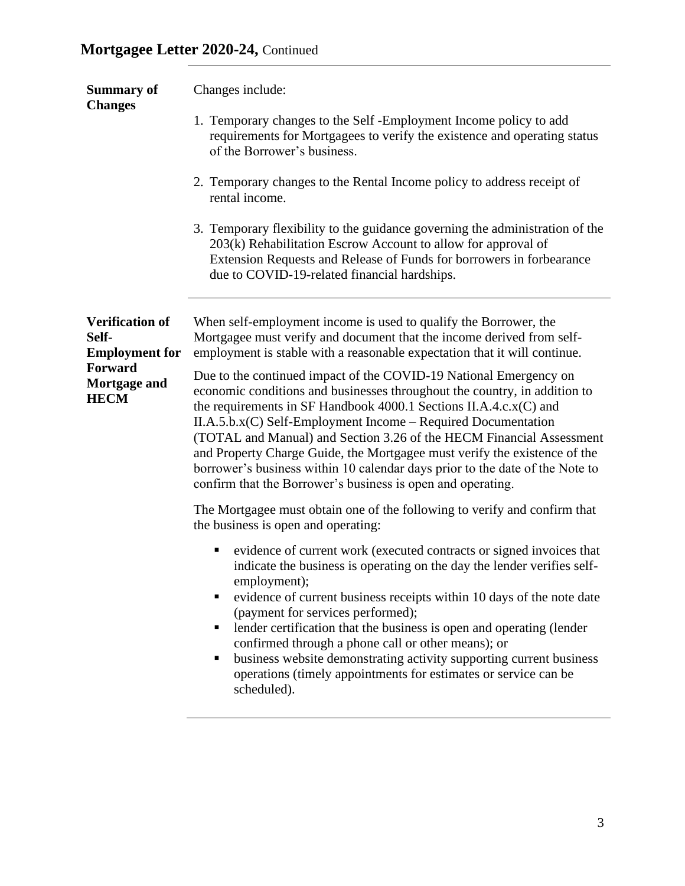## Summary of Changes

Changes include:

1. Temporary changes to the Self -Employment Income policy to add requirements for Mortgagees to verify the existence and operating status of the Borrower's business.

2. Temporary changes to the Rental Income policy to address receipt of rental income.

3. Temporary flexibility to the guidance governing the administration of the 203(k) Rehabilitation Escrow Account to allow for approval of Extension Requests and Release of Funds for borrowers in forbearance due to COVID-19-related financial hardships.

## Verification of Self-Employment for Forward Mortgage and HECM

When self-employment income is used to qualify the Borrower, the Mortgagee must verify and document that the income derived from self-employment is stable with a reasonable expectation that it will continue.

Due to the continued impact of the COVID-19 National Emergency on economic conditions and businesses throughout the country, in addition to the requirements in SF Handbook 4000.1 Sections II.A.4.c.x(C) and II.A.5.b.x(C) Self-Employment Income – Required Documentation (TOTAL and Manual) and Section 3.26 of the HECM Financial Assessment and Property Charge Guide, the Mortgagee must verify the existence of the borrower's business within 10 calendar days prior to the date of the Note to confirm that the Borrower's business is open and operating.

The Mortgagee must obtain one of the following to verify and confirm that the business is open and operating:

- evidence of current work (executed contracts or signed invoices that indicate the business is operating on the day the lender verifies self-employment);
- evidence of current business receipts within 10 days of the note date (payment for services performed);
- lender certification that the business is open and operating (lender confirmed through a phone call or other means); or
- business website demonstrating activity supporting current business operations (timely appointments for estimates or service can be scheduled).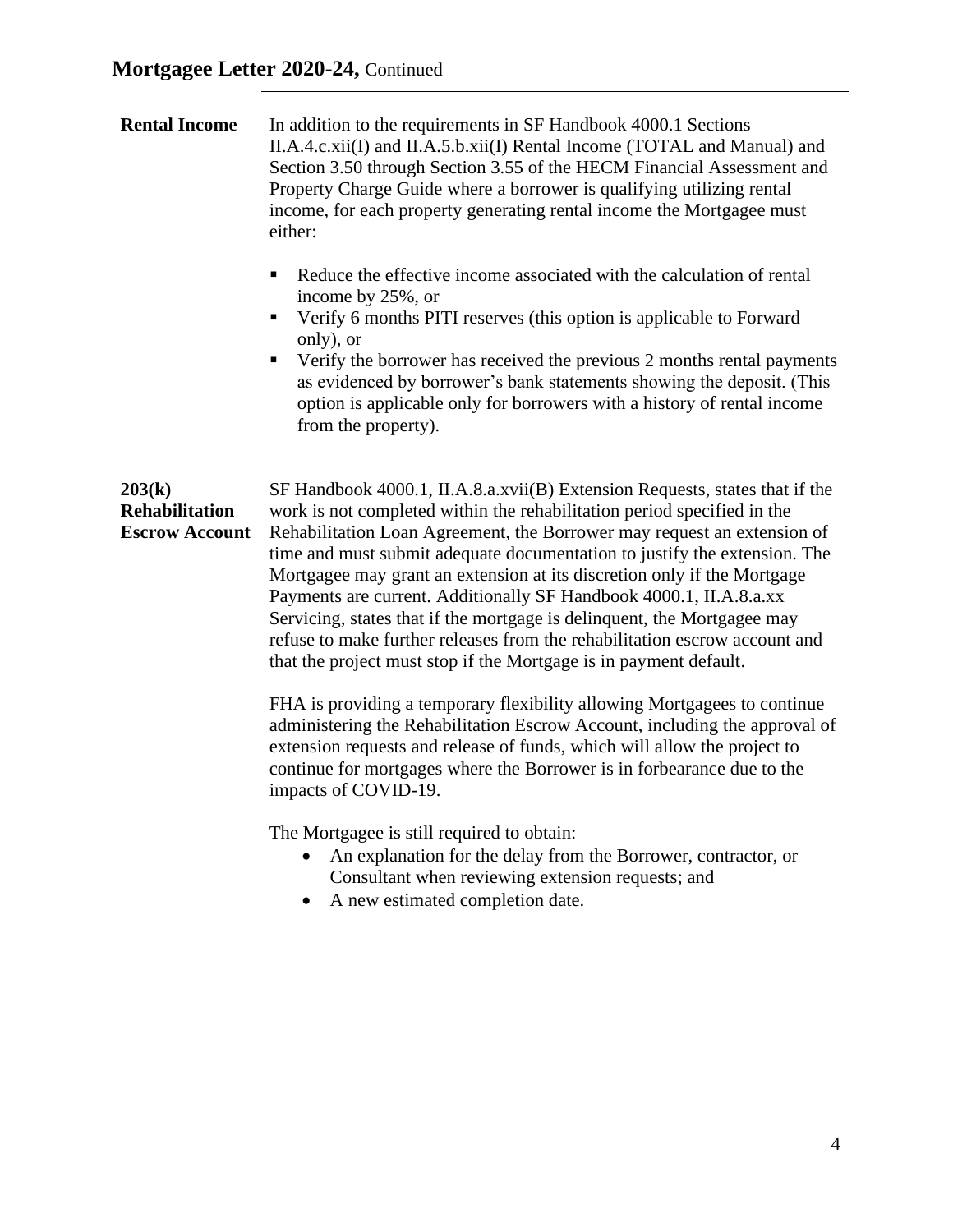## Rental Income

In addition to the requirements in SF Handbook 4000.1 Sections II.A.4.c.xii(I) and II.A.5.b.xii(I) Rental Income (TOTAL and Manual) and Section 3.50 through Section 3.55 of the HECM Financial Assessment and Property Charge Guide where a borrower is qualifying utilizing rental income, for each property generating rental income the Mortgagee must either:

- Reduce the effective income associated with the calculation of rental income by 25%, or
- Verify 6 months PITI reserves (this option is applicable to Forward only), or
- Verify the borrower has received the previous 2 months rental payments as evidenced by borrower's bank statements showing the deposit. (This option is applicable only for borrowers with a history of rental income from the property).

## 203(k) Rehabilitation Escrow Account

SF Handbook 4000.1, II.A.8.a.xvii(B) Extension Requests, states that if the work is not completed within the rehabilitation period specified in the Rehabilitation Loan Agreement, the Borrower may request an extension of time and must submit adequate documentation to justify the extension. The Mortgagee may grant an extension at its discretion only if the Mortgage Payments are current. Additionally SF Handbook 4000.1, II.A.8.a.xx Servicing, states that if the mortgage is delinquent, the Mortgagee may refuse to make further releases from the rehabilitation escrow account and that the project must stop if the Mortgage is in payment default.

FHA is providing a temporary flexibility allowing Mortgagees to continue administering the Rehabilitation Escrow Account, including the approval of extension requests and release of funds, which will allow the project to continue for mortgages where the Borrower is in forbearance due to the impacts of COVID-19.

The Mortgagee is still required to obtain:

- An explanation for the delay from the Borrower, contractor, or Consultant when reviewing extension requests; and
- A new estimated completion date.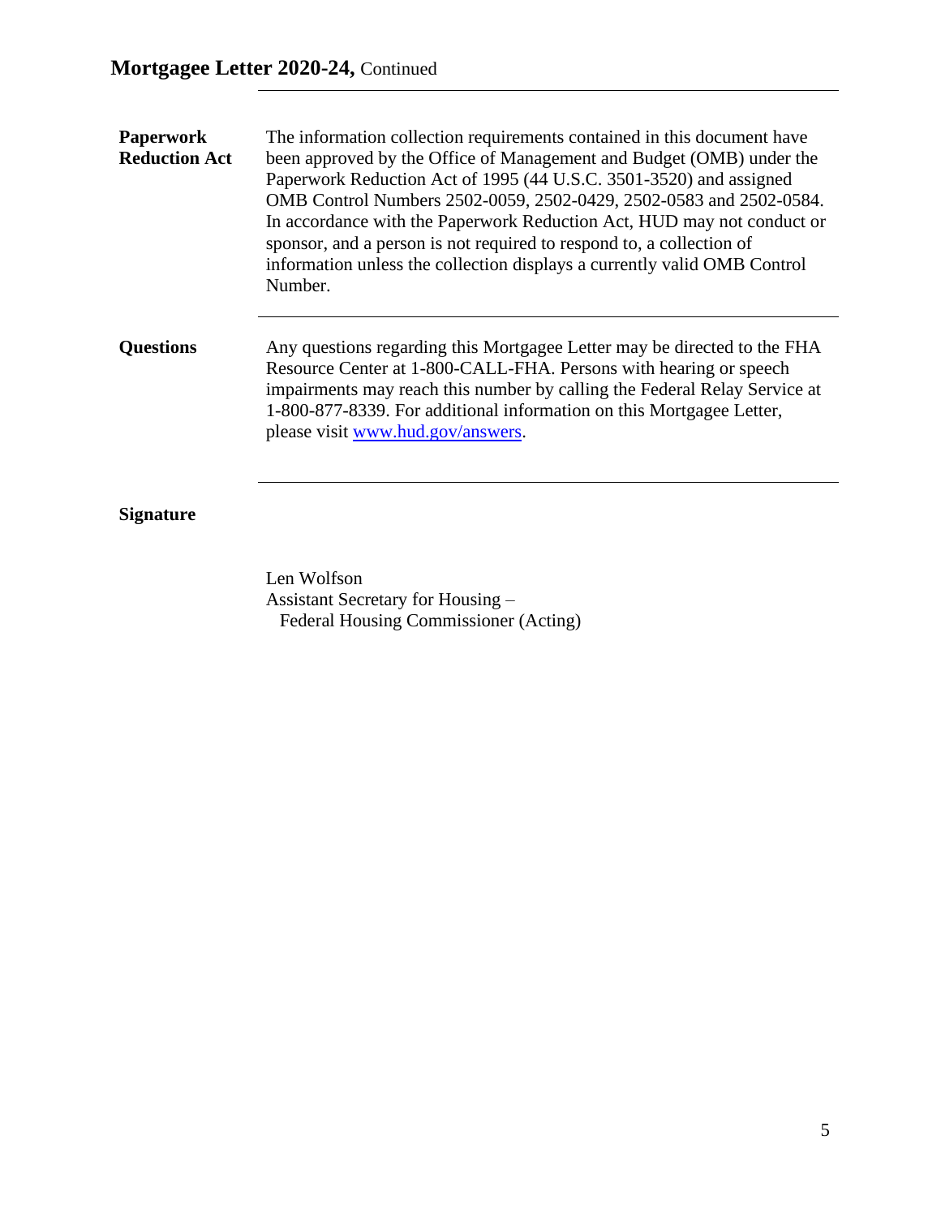**Paperwork Reduction Act**

The information collection requirements contained in this document have been approved by the Office of Management and Budget (OMB) under the Paperwork Reduction Act of 1995 (44 U.S.C. 3501-3520) and assigned OMB Control Numbers 2502-0059, 2502-0429, 2502-0583 and 2502-0584. In accordance with the Paperwork Reduction Act, HUD may not conduct or sponsor, and a person is not required to respond to, a collection of information unless the collection displays a currently valid OMB Control Number.

---

**Questions**

Any questions regarding this Mortgagee Letter may be directed to the FHA Resource Center at 1-800-CALL-FHA. Persons with hearing or speech impairments may reach this number by calling the Federal Relay Service at 1-800-877-8339. For additional information on this Mortgagee Letter, please visit [www.hud.gov/answers](http://www.hud.gov/answers).

---

**Signature**

Len Wolfson
Assistant Secretary for Housing –
Federal Housing Commissioner (Acting)